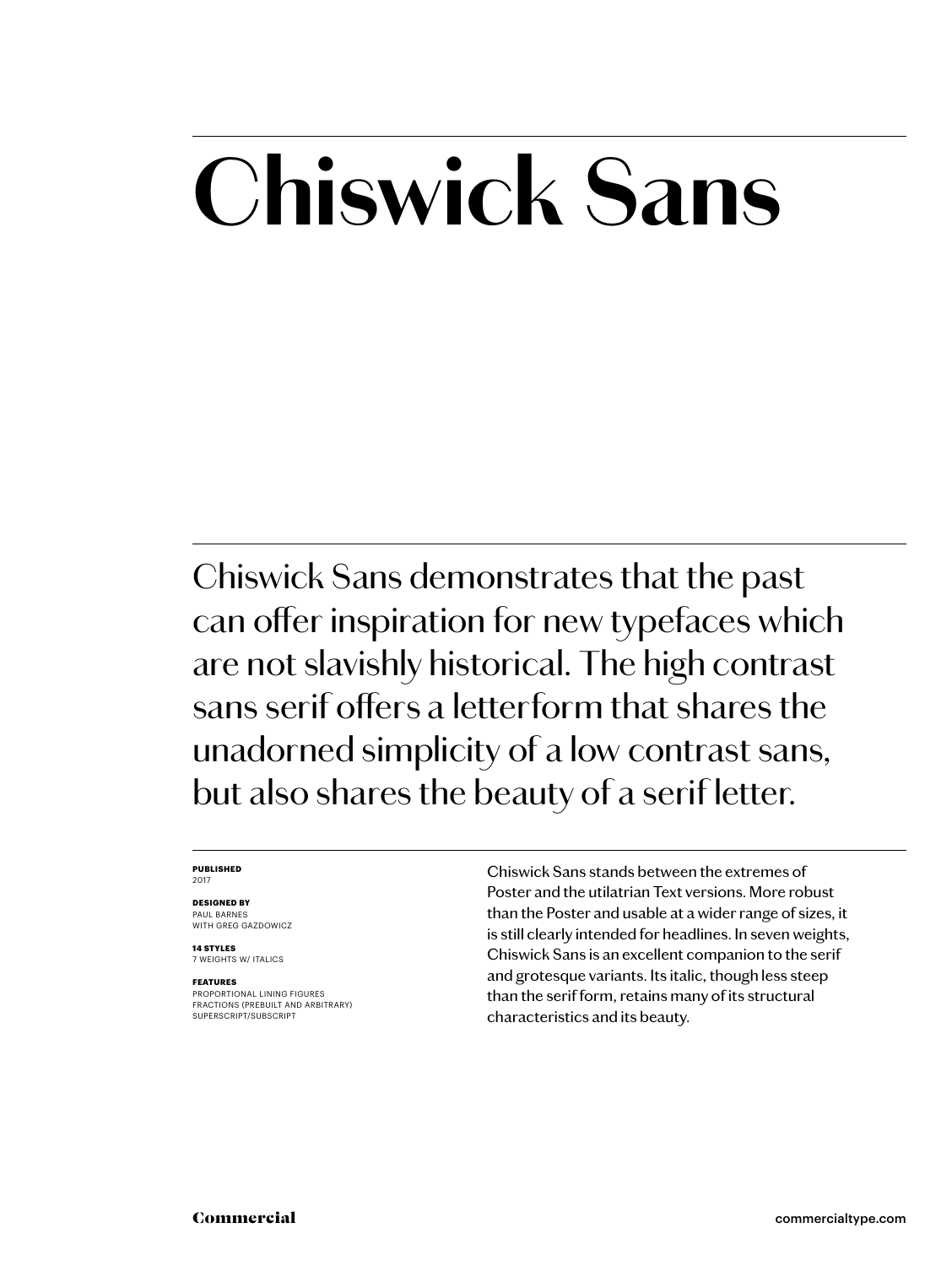# Chiswick Sans

Chiswick Sans demonstrates that the past can offer inspiration for new typefaces which are not slavishly historical. The high contrast sans serif offers a letterform that shares the unadorned simplicity of a low contrast sans, but also shares the beauty of a serif letter.

**PUBLISHED**
2017

**DESIGNED BY**
PAUL BARNES
WITH GREG GAZDOWICZ

**14 STYLES**
7 WEIGHTS W/ ITALICS

**FEATURES**
PROPORTIONAL LINING FIGURES
FRACTIONS (PREBUILT AND ARBITRARY)
SUPERSCRIPT/SUBSCRIPT

Chiswick Sans stands between the extremes of Poster and the utilatrian Text versions. More robust than the Poster and usable at a wider range of sizes, it is still clearly intended for headlines. In seven weights, Chiswick Sans is an excellent companion to the serif and grotesque variants. Its italic, though less steep than the serif form, retains many of its structural characteristics and its beauty.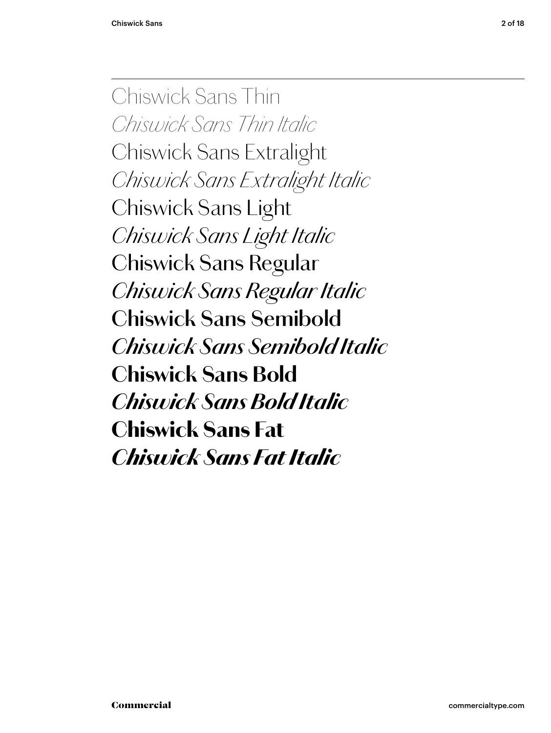Chiswick Sans Thin

*Chiswick Sans Thin Italic*

Chiswick Sans Extralight

*Chiswick Sans Extralight Italic*

Chiswick Sans Light

*Chiswick Sans Light Italic*

Chiswick Sans Regular

*Chiswick Sans Regular Italic*

**Chiswick Sans Semibold**

***Chiswick Sans Semibold Italic***

**Chiswick Sans Bold**

***Chiswick Sans Bold Italic***

**Chiswick Sans Fat**

***Chiswick Sans Fat Italic***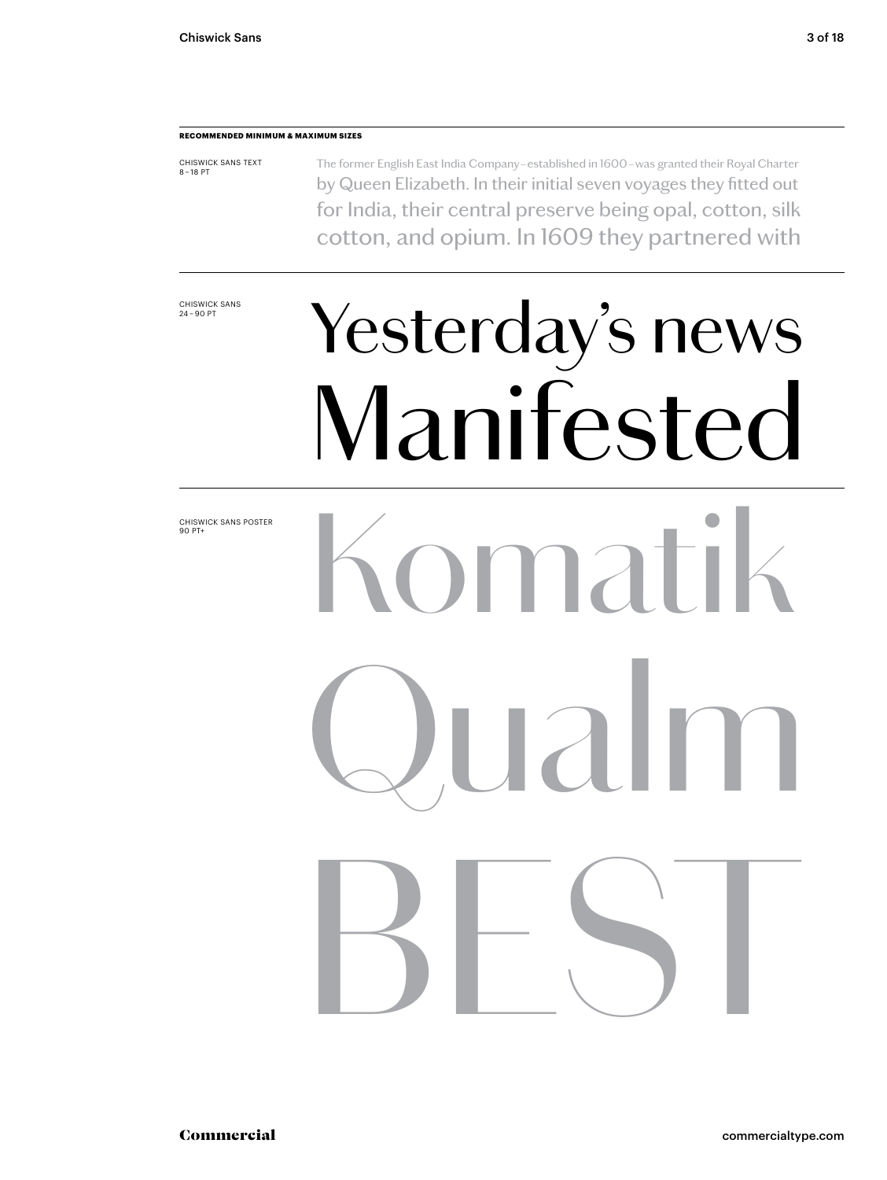**RECOMMENDED MINIMUM & MAXIMUM SIZES**

CHISWICK SANS TEXT
8 – 18 PT

The former English East India Company – established in 1600 – was granted their Royal Charter by Queen Elizabeth. In their initial seven voyages they fitted out for India, their central preserve being opal, cotton, silk cotton, and opium. In 1609 they partnered with

CHISWICK SANS
24 – 90 PT

Yesterday's news
Manifested

CHISWICK SANS POSTER
90 PT+

Komatik
Qualm
BEST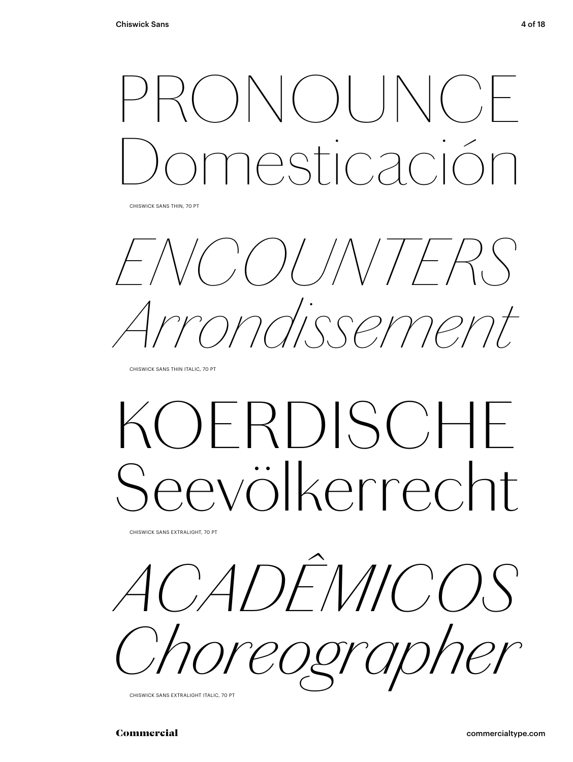PRONOUNCE
Domesticación

CHISWICK SANS THIN, 70 PT

*ENCOUNTERS*
*Arrondissement*

CHISWICK SANS THIN ITALIC, 70 PT

KOERDISCHE
Seevölkerrecht

CHISWICK SANS EXTRALIGHT, 70 PT

*ACADÊMICOS*
*Choreographer*

CHISWICK SANS EXTRALIGHT ITALIC, 70 PT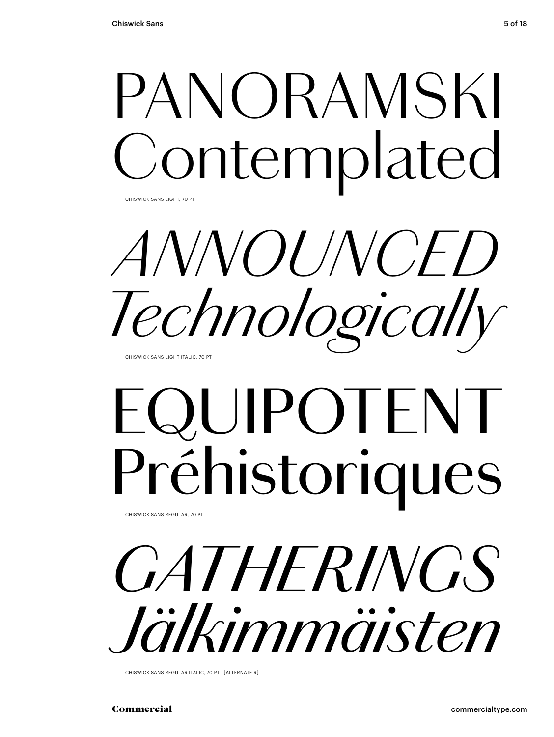PANORAMSKI
Contemplated

CHISWICK SANS LIGHT, 70 PT

*ANNOUNCED*
*Technologically*

CHISWICK SANS LIGHT ITALIC, 70 PT

EQUIPOTENT
Préhistoriques

CHISWICK SANS REGULAR, 70 PT

*GATHERINGS*
*Jälkimmäisten*

CHISWICK SANS REGULAR ITALIC, 70 PT [ALTERNATE R]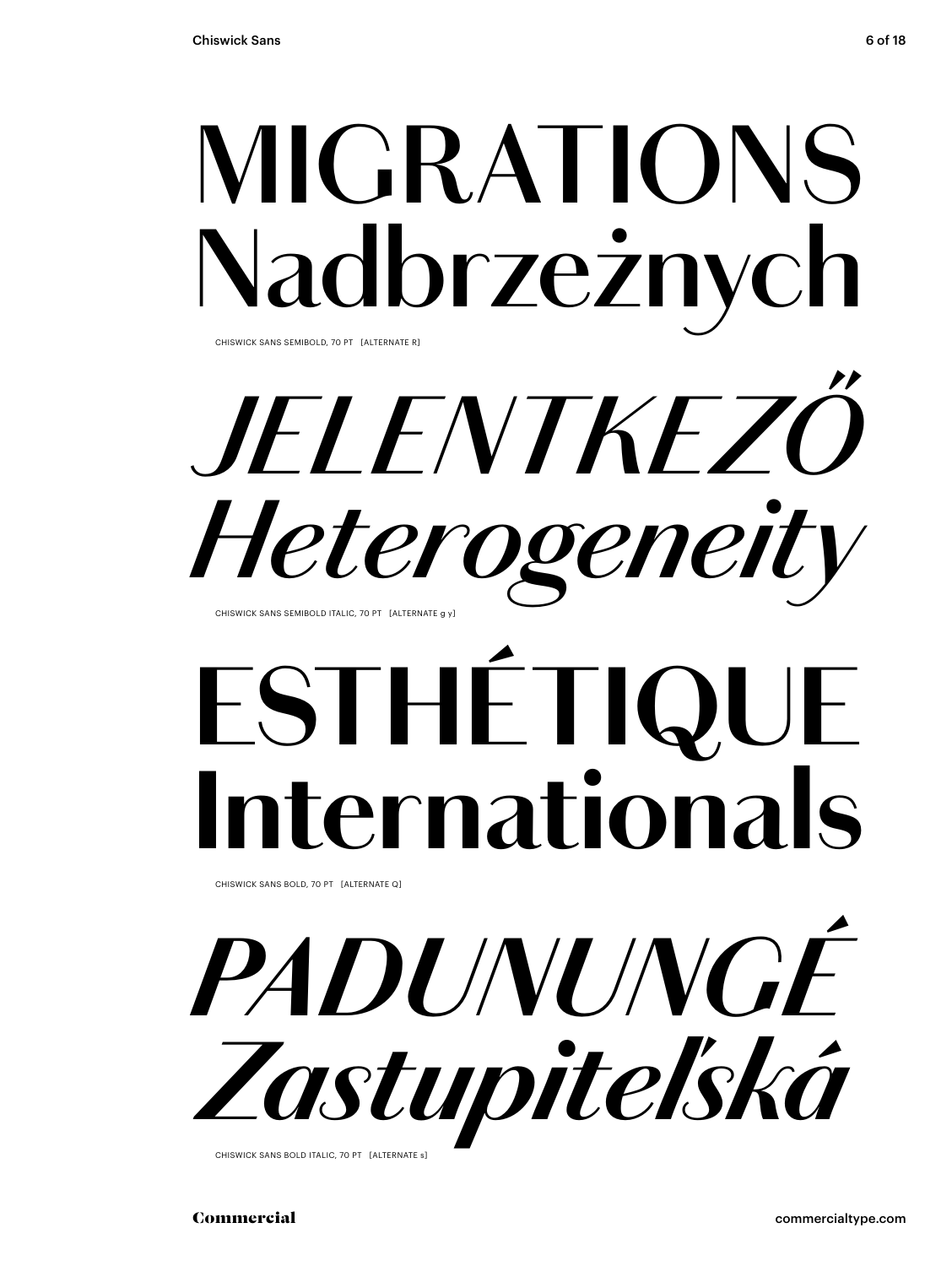MIGRATIONS
Nadbrzeżnych

CHISWICK SANS SEMIBOLD, 70 PT [ALTERNATE R]

*JELENTKEZŐ*
*Heterogeneity*

CHISWICK SANS SEMIBOLD ITALIC, 70 PT [ALTERNATE g y]

**ESTHÉTIQUE**
**Internationals**

CHISWICK SANS BOLD, 70 PT [ALTERNATE Q]

***PADUNUNGÉ***
***Zastupiteľská***

CHISWICK SANS BOLD ITALIC, 70 PT [ALTERNATE s]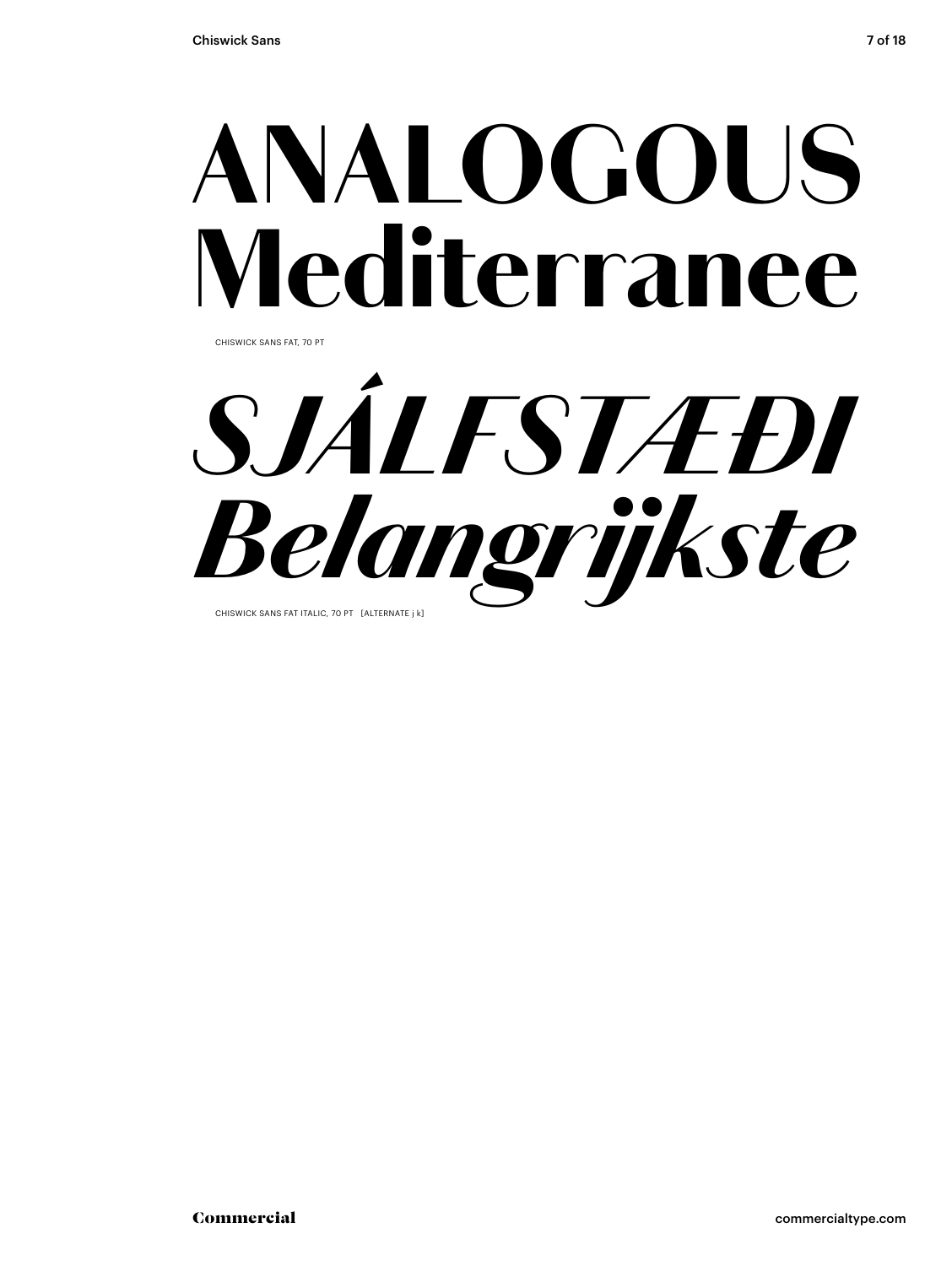# ANALOGOUS Mediterranee

CHISWICK SANS FAT, 70 PT

# *SJÁLFSTÆÐI Belangrijkste*

CHISWICK SANS FAT ITALIC, 70 PT [ALTERNATE j k]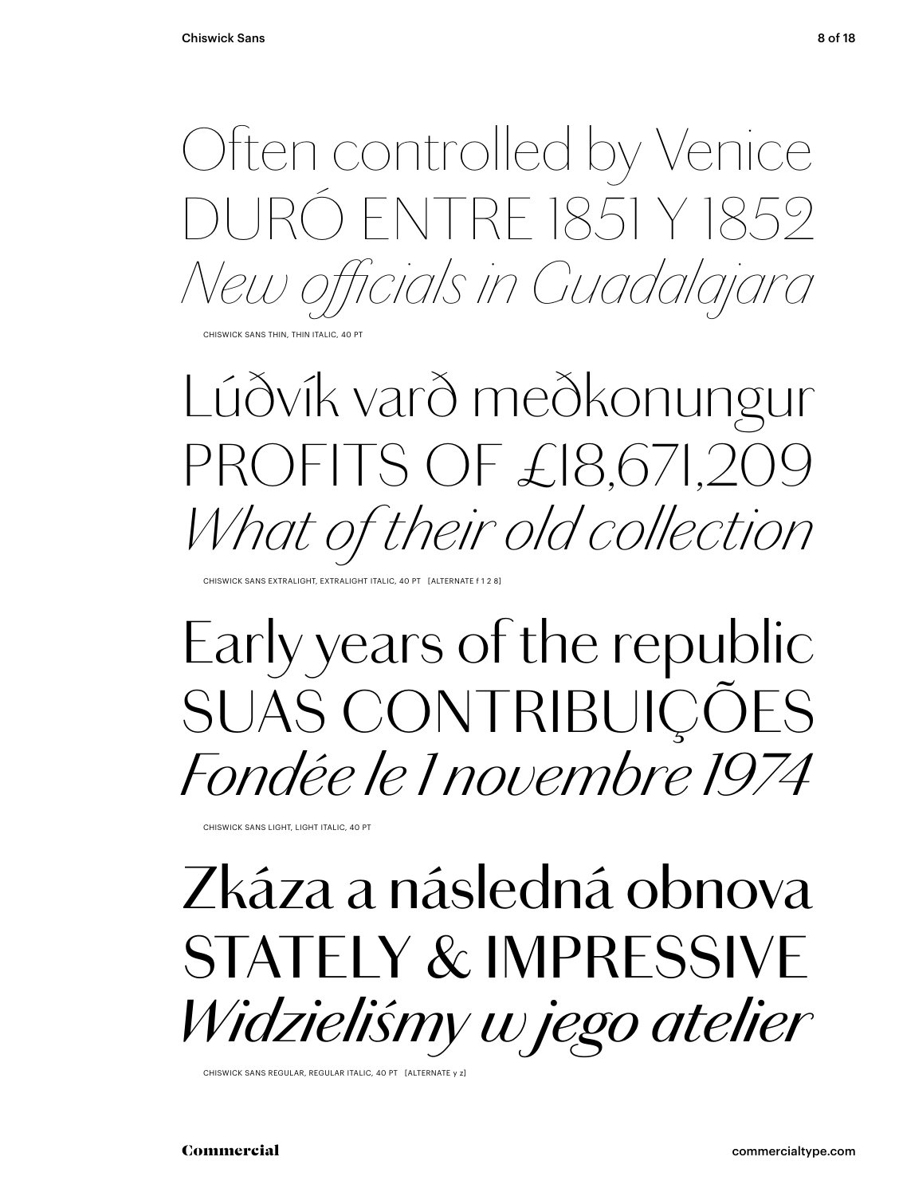Often controlled by Venice
DURÓ ENTRE 1851 Y 1852
*New officials in Guadalajara*

CHISWICK SANS THIN, THIN ITALIC, 40 PT

Lúðvík varð meðkonungur
PROFITS OF £18,671,209
*What of their old collection*

CHISWICK SANS EXTRALIGHT, EXTRALIGHT ITALIC, 40 PT [ALTERNATE f 1 2 8]

Early years of the republic
SUAS CONTRIBUIÇÕES
*Fondée le 1 novembre 1974*

CHISWICK SANS LIGHT, LIGHT ITALIC, 40 PT

Zkáza a následná obnova
STATELY & IMPRESSIVE
*Widzieliśmy w jego atelier*

CHISWICK SANS REGULAR, REGULAR ITALIC, 40 PT [ALTERNATE y z]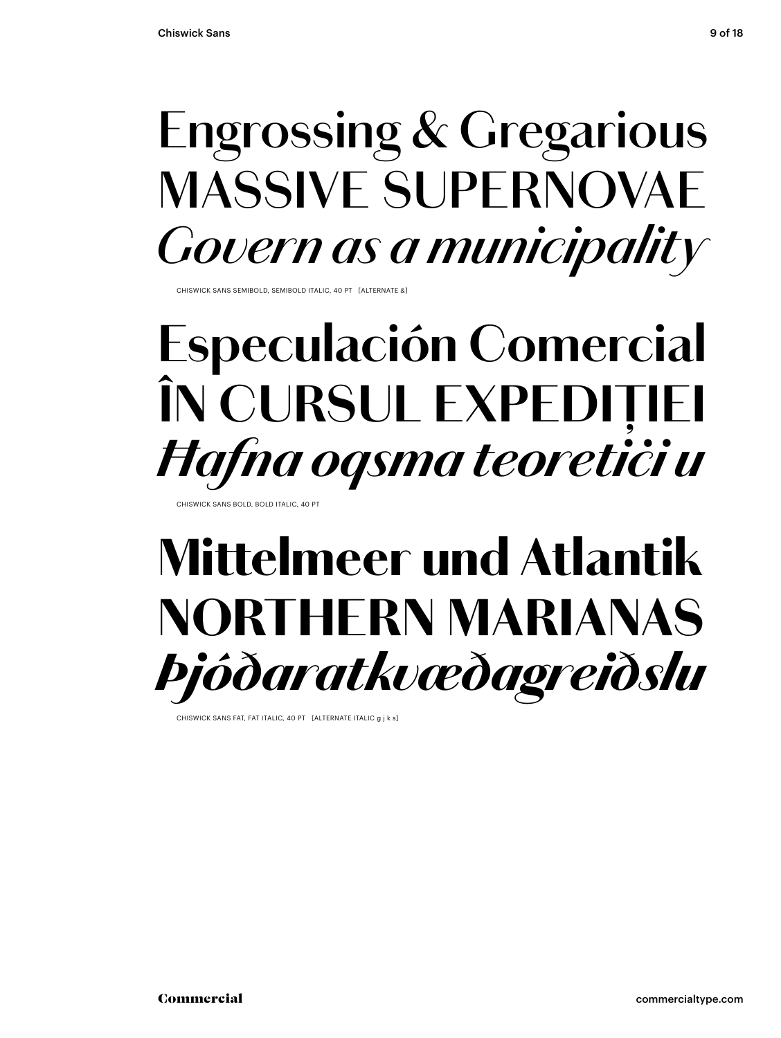Engrossing & Gregarious
MASSIVE SUPERNOVAE
*Govern as a municipality*

CHISWICK SANS SEMIBOLD, SEMIBOLD ITALIC, 40 PT [ALTERNATE &]

**Especulación Comercial**
**ÎN CURSUL EXPEDIȚIEI**
***Ħafna oqsma teoretiċi u***

CHISWICK SANS BOLD, BOLD ITALIC, 40 PT

**Mittelmeer und Atlantik**
**NORTHERN MARIANAS**
***Þjóðaratkvæðagreiðslu***

CHISWICK SANS FAT, FAT ITALIC, 40 PT [ALTERNATE ITALIC g j k s]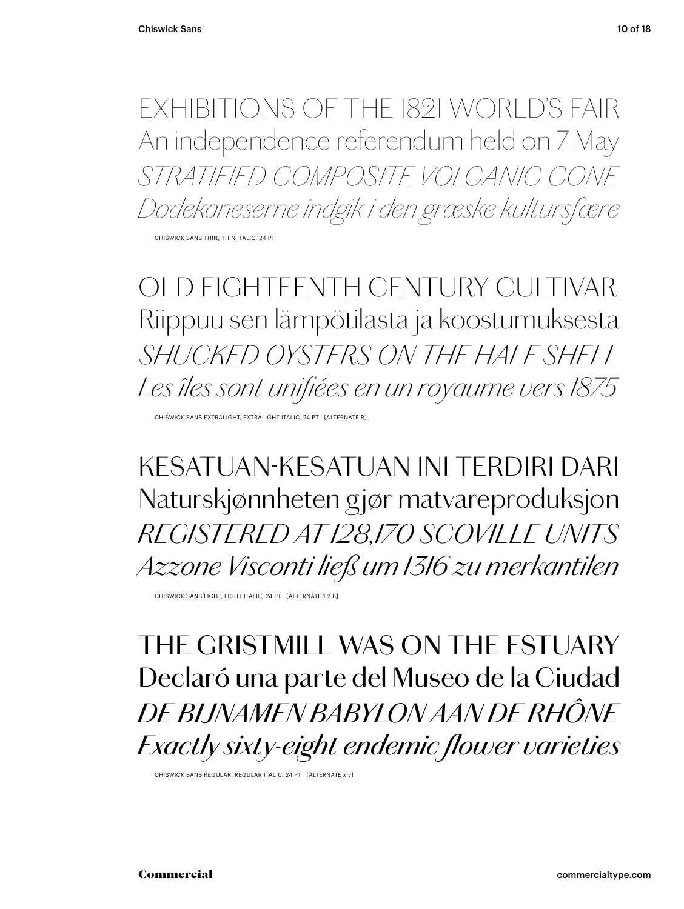EXHIBITIONS OF THE 1821 WORLD'S FAIR
An independence referendum held on 7 May
*STRATIFIED COMPOSITE VOLCANIC CONE*
*Dodekaneserne indgik i den græske kultursfære*

CHISWICK SANS THIN, THIN ITALIC, 24 PT

OLD EIGHTEENTH CENTURY CULTIVAR
Riippuu sen lämpötilasta ja koostumuksesta
*SHUCKED OYSTERS ON THE HALF SHELL*
*Les îles sont unifiées en un royaume vers 1875*

CHISWICK SANS EXTRALIGHT, EXTRALIGHT ITALIC, 24 PT [ALTERNATE R]

KESATUAN-KESATUAN INI TERDIRI DARI
Naturskjønnheten gjør matvareproduksjon
*REGISTERED AT 128,170 SCOVILLE UNITS*
*Azzone Visconti ließ um 1316 zu merkantilen*

CHISWICK SANS LIGHT, LIGHT ITALIC, 24 PT [ALTERNATE 1 2 8]

THE GRISTMILL WAS ON THE ESTUARY
Declaró una parte del Museo de la Ciudad
*DE BIJNAMEN BABYLON AAN DE RHÔNE*
*Exactly sixty-eight endemic flower varieties*

CHISWICK SANS REGULAR, REGULAR ITALIC, 24 PT [ALTERNATE x y]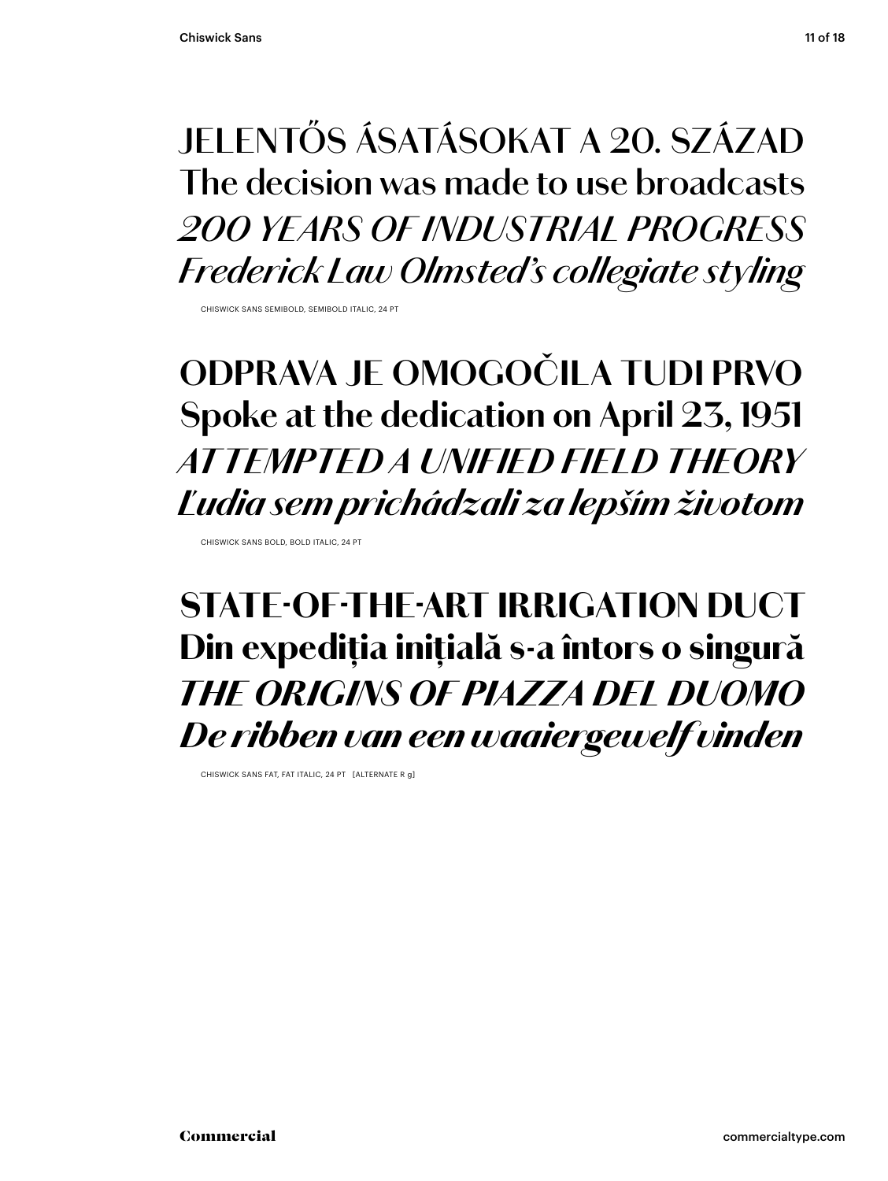JELENTŐS ÁSATÁSOKAT A 20. SZÁZAD
The decision was made to use broadcasts
*200 YEARS OF INDUSTRIAL PROGRESS*
*Frederick Law Olmsted's collegiate styling*

CHISWICK SANS SEMIBOLD, SEMIBOLD ITALIC, 24 PT

**ODPRAVA JE OMOGOČILA TUDI PRVO**
**Spoke at the dedication on April 23, 1951**
***ATTEMPTED A UNIFIED FIELD THEORY***
***Ľudia sem prichádzali za lepším životom***

CHISWICK SANS BOLD, BOLD ITALIC, 24 PT

**STATE-OF-THE-ART IRRIGATION DUCT**
**Din expediția inițială s-a întors o singură**
***THE ORIGINS OF PIAZZA DEL DUOMO***
***De ribben van een waaiergewelf vinden***

CHISWICK SANS FAT, FAT ITALIC, 24 PT [ALTERNATE R g]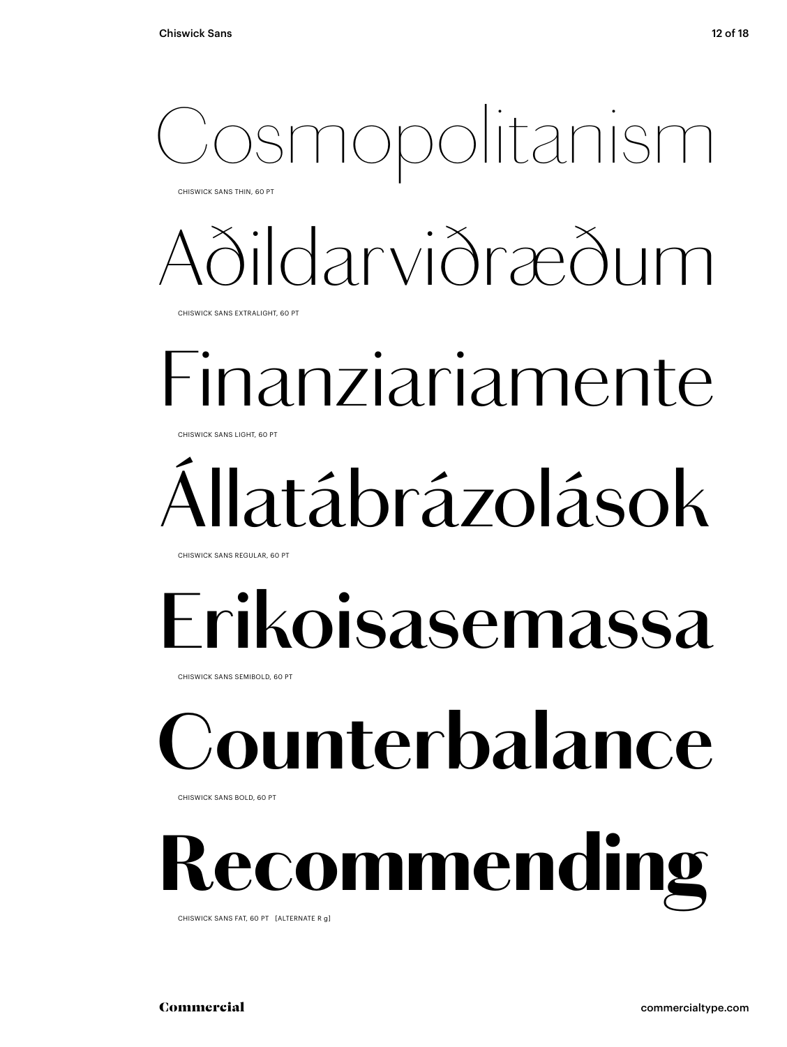Cosmopolitanism

CHISWICK SANS THIN, 60 PT

Aðildarviðræðum

CHISWICK SANS EXTRALIGHT, 60 PT

Finanziariamente

CHISWICK SANS LIGHT, 60 PT

Állatábrázolások

CHISWICK SANS REGULAR, 60 PT

**Erikoisasemassa**

CHISWICK SANS SEMIBOLD, 60 PT

**Counterbalance**

CHISWICK SANS BOLD, 60 PT

**Recommending**

CHISWICK SANS FAT, 60 PT [ALTERNATE R g]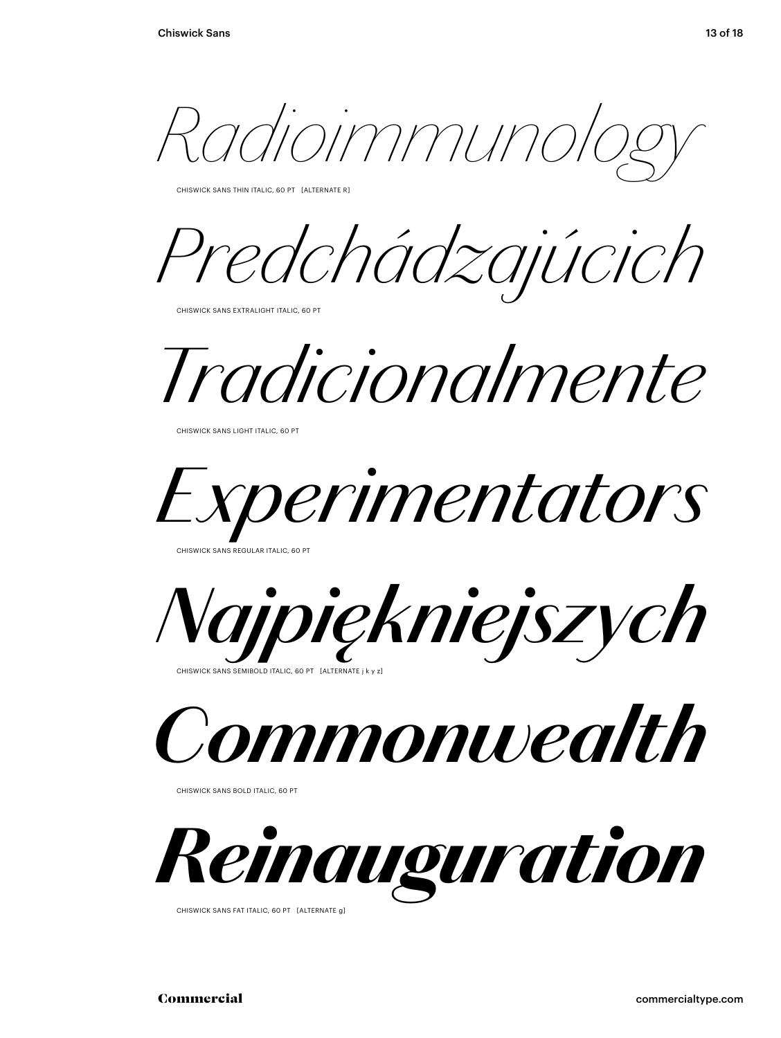*Radioimmunology*

CHISWICK SANS THIN ITALIC, 60 PT [ALTERNATE R]

*Predchádzajúcich*

CHISWICK SANS EXTRALIGHT ITALIC, 60 PT

*Tradicionalmente*

CHISWICK SANS LIGHT ITALIC, 60 PT

*Experimentators*

CHISWICK SANS REGULAR ITALIC, 60 PT

*Najpiękniejszych*

CHISWICK SANS SEMIBOLD ITALIC, 60 PT [ALTERNATE j k y z]

***Commonwealth***

CHISWICK SANS BOLD ITALIC, 60 PT

***Reinauguration***

CHISWICK SANS FAT ITALIC, 60 PT [ALTERNATE g]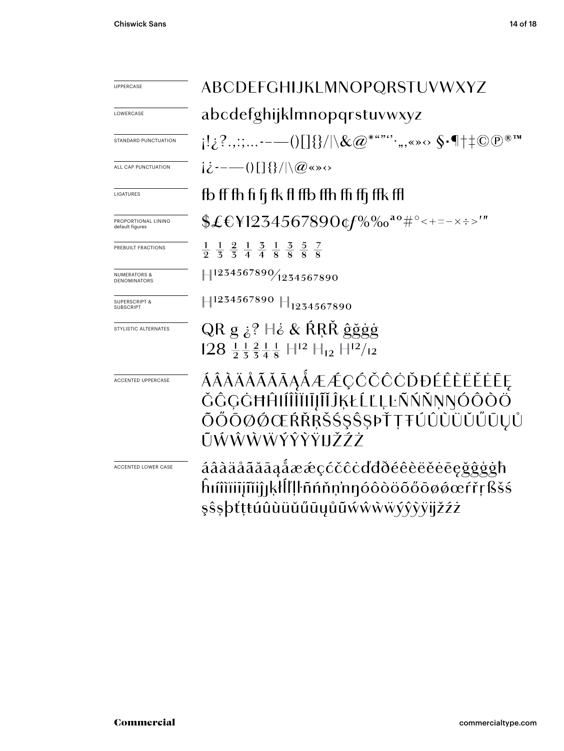| | |
|---|---|
| UPPERCASE | ABCDEFGHIJKLMNOPQRSTUVWXYZ |
| LOWERCASE | abcdefghijklmnopqrstuvwxyz |
| STANDARD PUNCTUATION | ¡!¿?.,:;...-–—()[]{}/\|\&@*"""''‚„«»‹› §·¶†‡©℗®™ |
| ALL CAP PUNCTUATION | ¡¿-–—()[]{}/\|\@«»‹› |
| LIGATURES | fb ff fh fi fj fk fl ffb ffh ffi ffj ffk ffl |
| PROPORTIONAL LINING default figures | $£€¥1234567890¢ƒ%‰ªº#°<+=−×÷>′″ |
| PREBUILT FRACTIONS | ½ ⅓ ⅔ ¼ ¾ ⅛ ⅜ ⅝ ⅞ |
| NUMERATORS & DENOMINATORS | H1234567890⁄1234567890 |
| SUPERSCRIPT & SUBSCRIPT | H1234567890 H1234567890 |
| STYLISTIC ALTERNATES | QR g ¿? H¿ & ŔŖŘ ĝğġģ 128 ½ ⅓ ⅔ ¼ ⅛ H12 H12 H12/12 |
| ACCENTED UPPERCASE | ÁÂÀÄÅÃĂĀĄǺÆǼÇĆČĈĊĎĐÉÊÈËĚĖĒĘĞĜĢĠĦĤIÍÎÌÏİĪĮĨĴĶŁĹĽĻĿÑŃŇŅŊÓÔÒÖÕŐŌØǾŒŔŘŖŠŚŞŜȘÞŤŢŦÚÛÙÜŬŰŪŲŮŨẂŴẀẄÝŶỲŸĲŽŹŻ |
| ACCENTED LOWER CASE | áâàäåãăāąǻæǽçćčĉċďđðéêèëěėēęğĝģġħĥıíîìïīįĩĵȷķłĺľļŀñńňņŉŋóôòöõőōøǿœŕřŗßšśşŝșþťţŧúûùüŭűūųůũẃŵẁẅýŷỳÿĳžźż |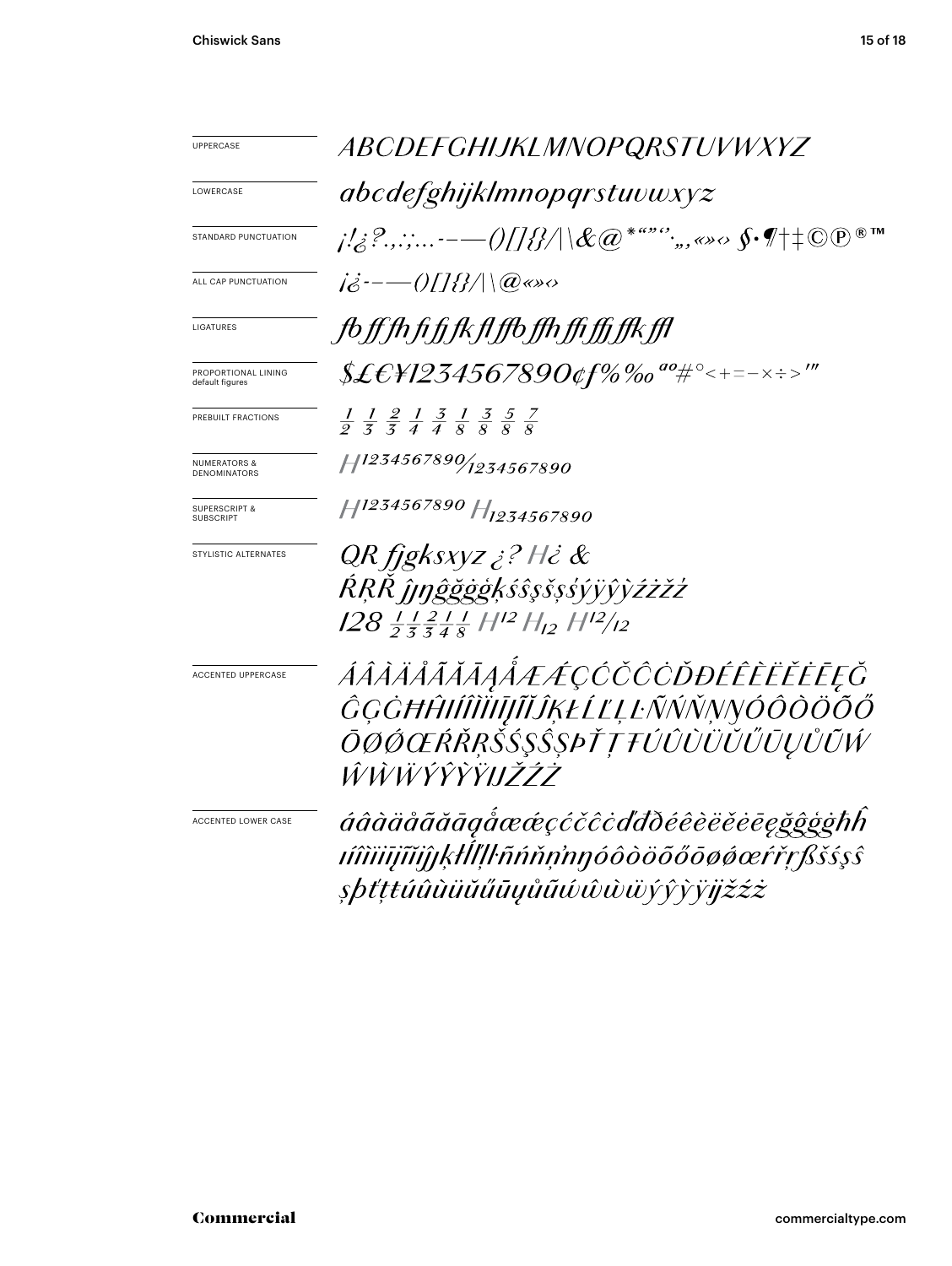| | |
|---|---|
| UPPERCASE | ABCDEFGHIJKLMNOPQRSTUVWXYZ |
| LOWERCASE | abcdefghijklmnopqrstuvwxyz |
| STANDARD PUNCTUATION | ¡!¿?.,:;...-–—()[]{}/\|\&@*“”‘’·„‚«»‹› §•¶†‡©℗®™ |
| ALL CAP PUNCTUATION | ¡¿-–—()[]{}/\|\@«»‹› |
| LIGATURES | fb ff fh fi fj fk fl ffb ffh ffi ffj ffk ffl |
| PROPORTIONAL LINING default figures | $£€¥1234567890¢ƒ%‰ªº#°<+=−×÷>′″ |
| PREBUILT FRACTIONS | ½ ⅓ ⅔ ¼ ¾ ⅛ ⅜ ⅝ ⅞ |
| NUMERATORS & DENOMINATORS | H1234567890⁄1234567890 |
| SUPERSCRIPT & SUBSCRIPT | H1234567890 H1234567890 |
| STYLISTIC ALTERNATES | QR fjgksxyz ¿? H¿ & ŔŖŘ ĵŋĝğġģķśŝşšșśýÿŷỳźżžż 128 ½ ⅓ ⅔ ¼ ⅛ H12 H12 H12/12 |
| ACCENTED UPPERCASE | ÁÂÀÄÅÃĂĀĄǺÆǼÇĆČĈĊĎĐÉÊÈËĚĖĒĘĞĜĢĠĦĤIÍÎÌÏĪĮĨĬĴĶŁĹĽĻĿÑŃŇŅŊÓÔÒÖÕŐŌØǾŒŔŘŖŠŚŞŜȘÞŤŢŦÚÛÙÜŬŰŪŲŮŨẂŴẀẄÝŶỲŸĲŽŹŻ |
| ACCENTED LOWER CASE | áâàäåãăāąǻæǽçćčĉċďđðéêèëěėēęğĝģġħĥıíîìïīįĩĭĵķłĺľļŀñńňņŉŋóôòöõőōøǿœŕřŗßšśşŝșþťţŧúûùüŭűūųůũẃŵẁẅýŷỳÿĳžźż |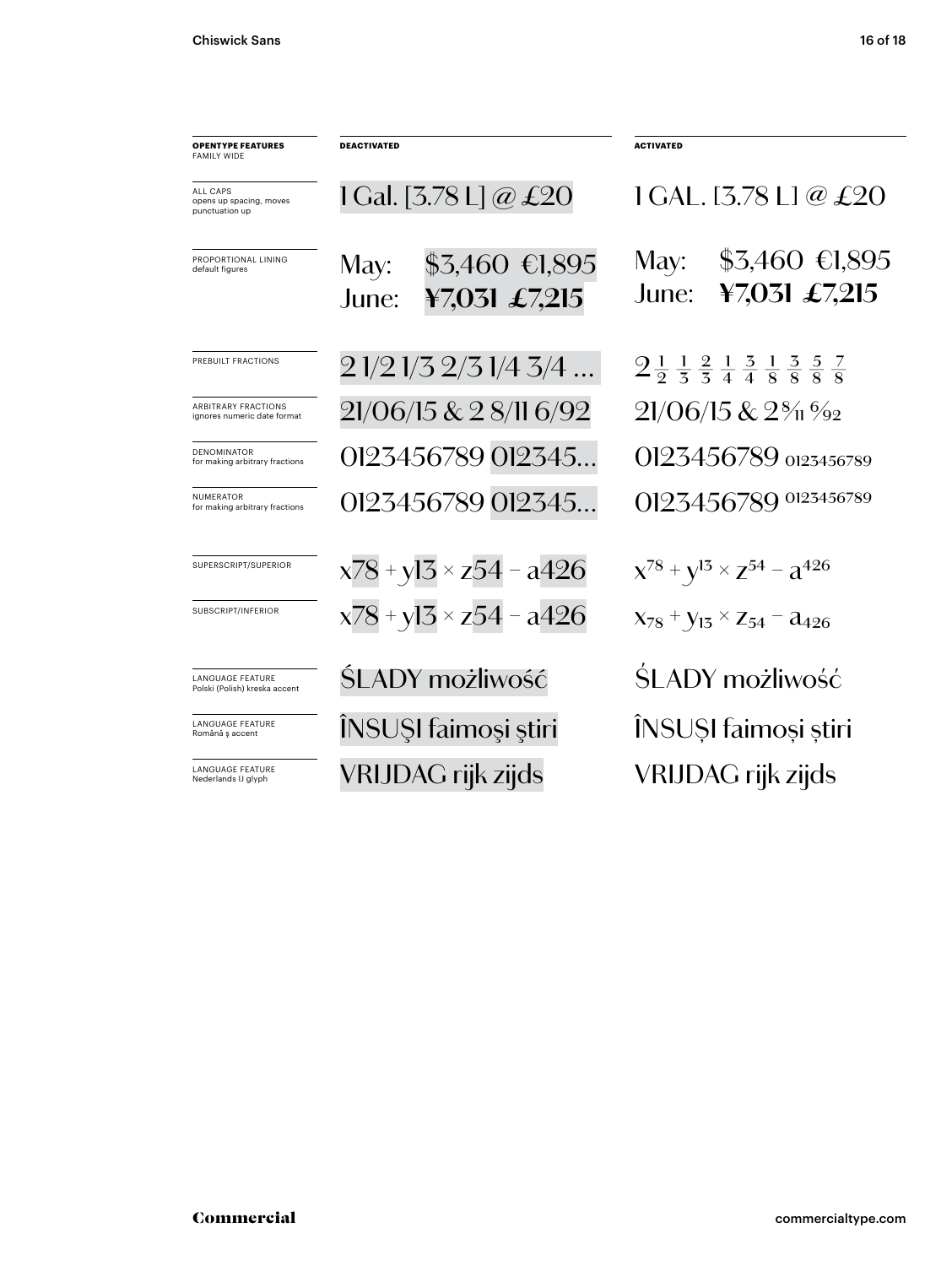| OPENTYPE FEATURES FAMILY WIDE | DEACTIVATED | ACTIVATED |
| --- | --- | --- |
| ALL CAPS opens up spacing, moves punctuation up | 1 Gal. [3.78 L] @ £20 | 1 GAL. [3.78 L] @ £20 |
| PROPORTIONAL LINING default figures | May: $3,460 €1,895<br>June: **¥7,031 £7,215** | May: $3,460 €1,895<br>June: **¥7,031 £7,215** |
| PREBUILT FRACTIONS | 2 1/2 1/3 2/3 1/4 3/4 … | $2 \frac{1}{2} \frac{1}{3} \frac{2}{3} \frac{1}{4} \frac{3}{4} \frac{1}{8} \frac{3}{8} \frac{5}{8} \frac{7}{8}$ |
| ARBITRARY FRACTIONS ignores numeric date format | 21/06/15 & 2 8/11 6/92 | 21/06/15 & 2 8⁄11 6⁄92 |
| DENOMINATOR for making arbitrary fractions | 0123456789 012345… | $0123456789\ _{0123456789}$ |
| NUMERATOR for making arbitrary fractions | 0123456789 012345… | $0123456789\ ^{0123456789}$ |
| SUPERSCRIPT/SUPERIOR | x78 + y13 × z54 − a426 | $x^{78} + y^{13} \times z^{54} - a^{426}$ |
| SUBSCRIPT/INFERIOR | x78 + y13 × z54 − a426 | $x_{78} + y_{13} \times z_{54} - a_{426}$ |
| LANGUAGE FEATURE Polski (Polish) kreska accent | ŚLADY możliwość | ŚLADY możliwość |
| LANGUAGE FEATURE Română ş accent | ÎNSUŞI faimoşi ştiri | ÎNSUȘI faimoși știri |
| LANGUAGE FEATURE Nederlands IJ glyph | VRIJDAG rijk zijds | VRIJDAG rijk zijds |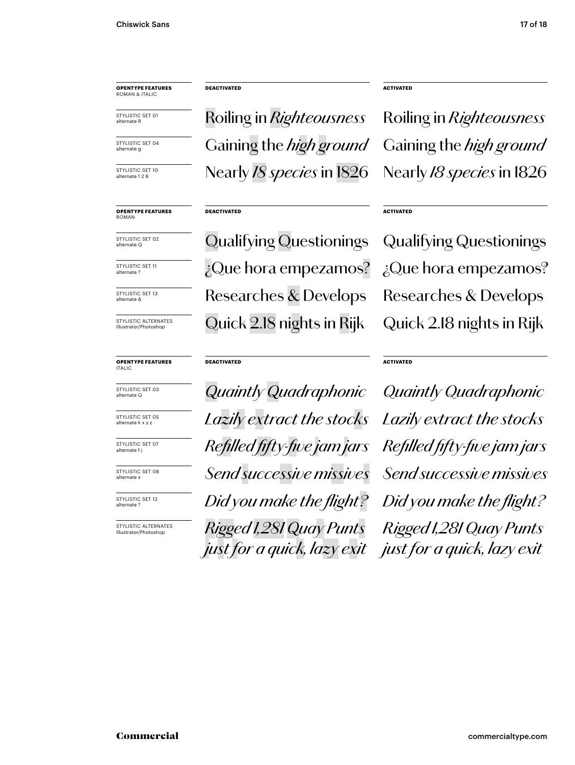| **OPENTYPE FEATURES** ROMAN & ITALIC | **DEACTIVATED** | **ACTIVATED** |
|---|---|---|
| STYLISTIC SET 01 alternate R | Roiling in *Righteousness* | Roiling in *Righteousness* |
| STYLISTIC SET 04 alternate g | Gaining the *high ground* | Gaining the *high ground* |
| STYLISTIC SET 10 alternate 1 2 8 | Nearly *18 species* in 1826 | Nearly *18 species* in 1826 |

| **OPENTYPE FEATURES** ROMAN | **DEACTIVATED** | **ACTIVATED** |
|---|---|---|
| STYLISTIC SET 02 alternate Q | Qualifying Questionings | Qualifying Questionings |
| STYLISTIC SET 11 alternate ? | ¿Que hora empezamos? | ¿Que hora empezamos? |
| STYLISTIC SET 13 alternate & | Researches & Develops | Researches & Develops |
| STYLISTIC ALTERNATES Illustrator/Photoshop | Quick 2.18 nights in Rijk | Quick 2.18 nights in Rijk |

| **OPENTYPE FEATURES** ITALIC | **DEACTIVATED** | **ACTIVATED** |
|---|---|---|
| STYLISTIC SET 03 alternate Q | *Quaintly Quadraphonic* | *Quaintly Quadraphonic* |
| STYLISTIC SET 05 alternate k x y z | *Lazily extract the stocks* | *Lazily extract the stocks* |
| STYLISTIC SET 07 alternate f j | *Refilled fifty-five jam jars* | *Refilled fifty-five jam jars* |
| STYLISTIC SET 08 alternate s | *Send successive missives* | *Send successive missives* |
| STYLISTIC SET 12 alternate ? | *Did you make the flight?* | *Did you make the flight?* |
| STYLISTIC ALTERNATES Illustrator/Photoshop | *Rigged 1,281 Quay Punts just for a quick, lazy exit* | *Rigged 1,281 Quay Punts just for a quick, lazy exit* |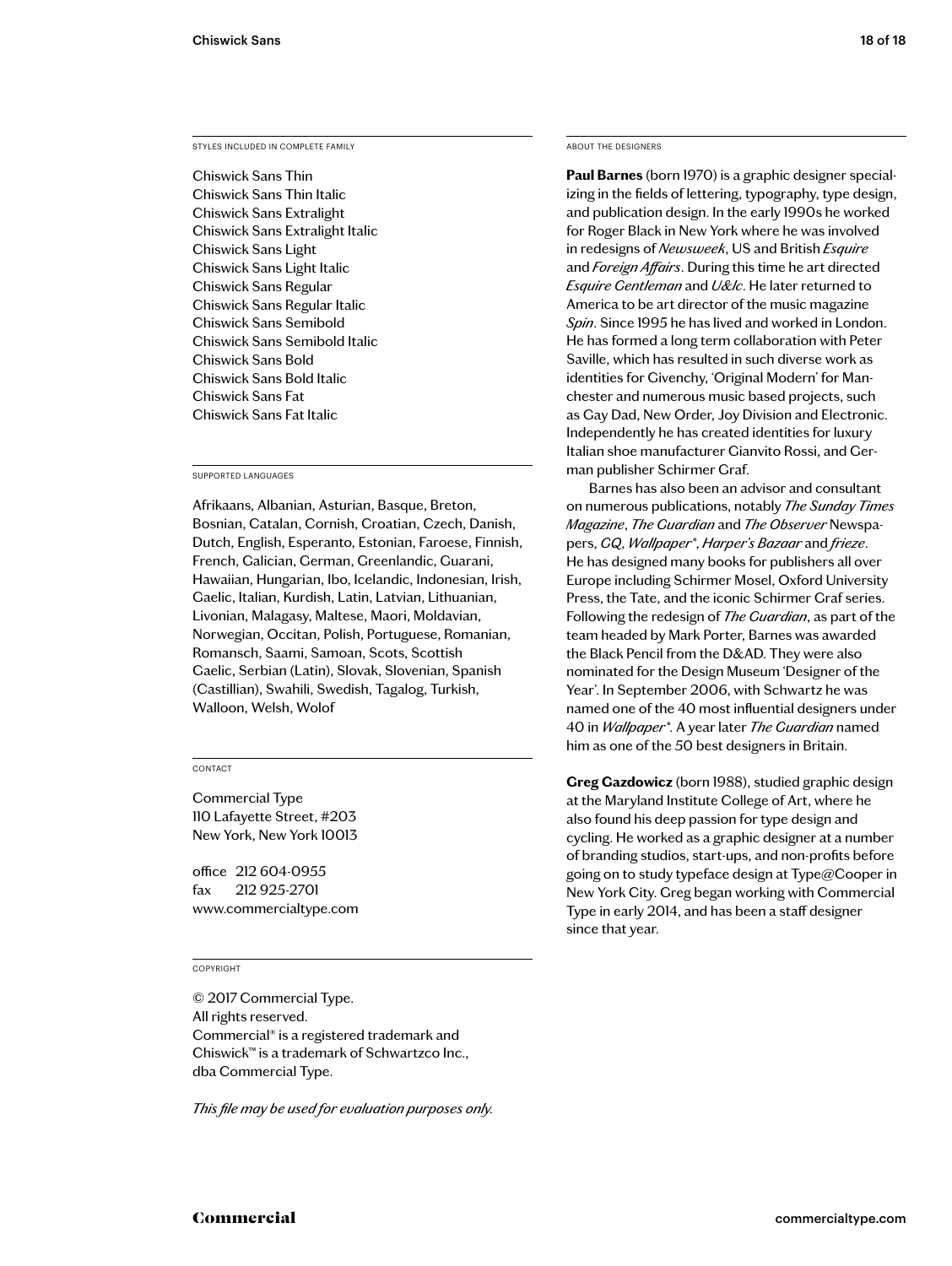## STYLES INCLUDED IN COMPLETE FAMILY

Chiswick Sans Thin
Chiswick Sans Thin Italic
Chiswick Sans Extralight
Chiswick Sans Extralight Italic
Chiswick Sans Light
Chiswick Sans Light Italic
Chiswick Sans Regular
Chiswick Sans Regular Italic
Chiswick Sans Semibold
Chiswick Sans Semibold Italic
Chiswick Sans Bold
Chiswick Sans Bold Italic
Chiswick Sans Fat
Chiswick Sans Fat Italic

## SUPPORTED LANGUAGES

Afrikaans, Albanian, Asturian, Basque, Breton, Bosnian, Catalan, Cornish, Croatian, Czech, Danish, Dutch, English, Esperanto, Estonian, Faroese, Finnish, French, Galician, German, Greenlandic, Guarani, Hawaiian, Hungarian, Ibo, Icelandic, Indonesian, Irish, Gaelic, Italian, Kurdish, Latin, Latvian, Lithuanian, Livonian, Malagasy, Maltese, Maori, Moldavian, Norwegian, Occitan, Polish, Portuguese, Romanian, Romansch, Saami, Samoan, Scots, Scottish Gaelic, Serbian (Latin), Slovak, Slovenian, Spanish (Castillian), Swahili, Swedish, Tagalog, Turkish, Walloon, Welsh, Wolof

## CONTACT

Commercial Type
110 Lafayette Street, #203
New York, New York 10013

office 212 604-0955
fax 212 925-2701
www.commercialtype.com

## COPYRIGHT

© 2017 Commercial Type.
All rights reserved.
Commercial® is a registered trademark and Chiswick™ is a trademark of Schwartzco Inc., dba Commercial Type.

*This file may be used for evaluation purposes only.*

## ABOUT THE DESIGNERS

**Paul Barnes** (born 1970) is a graphic designer specializing in the fields of lettering, typography, type design, and publication design. In the early 1990s he worked for Roger Black in New York where he was involved in redesigns of *Newsweek*, US and British *Esquire* and *Foreign Affairs*. During this time he art directed *Esquire Gentleman* and *U&lc*. He later returned to America to be art director of the music magazine *Spin*. Since 1995 he has lived and worked in London. He has formed a long term collaboration with Peter Saville, which has resulted in such diverse work as identities for Givenchy, 'Original Modern' for Manchester and numerous music based projects, such as Gay Dad, New Order, Joy Division and Electronic. Independently he has created identities for luxury Italian shoe manufacturer Gianvito Rossi, and German publisher Schirmer Graf.

Barnes has also been an advisor and consultant on numerous publications, notably *The Sunday Times Magazine*, *The Guardian* and *The Observer* Newspapers, *GQ*, *Wallpaper**, *Harper's Bazaar* and *frieze*. He has designed many books for publishers all over Europe including Schirmer Mosel, Oxford University Press, the Tate, and the iconic Schirmer Graf series. Following the redesign of *The Guardian*, as part of the team headed by Mark Porter, Barnes was awarded the Black Pencil from the D&AD. They were also nominated for the Design Museum 'Designer of the Year'. In September 2006, with Schwartz he was named one of the 40 most influential designers under 40 in *Wallpaper**. A year later *The Guardian* named him as one of the 50 best designers in Britain.

**Greg Gazdowicz** (born 1988), studied graphic design at the Maryland Institute College of Art, where he also found his deep passion for type design and cycling. He worked as a graphic designer at a number of branding studios, start-ups, and non-profits before going on to study typeface design at Type@Cooper in New York City. Greg began working with Commercial Type in early 2014, and has been a staff designer since that year.